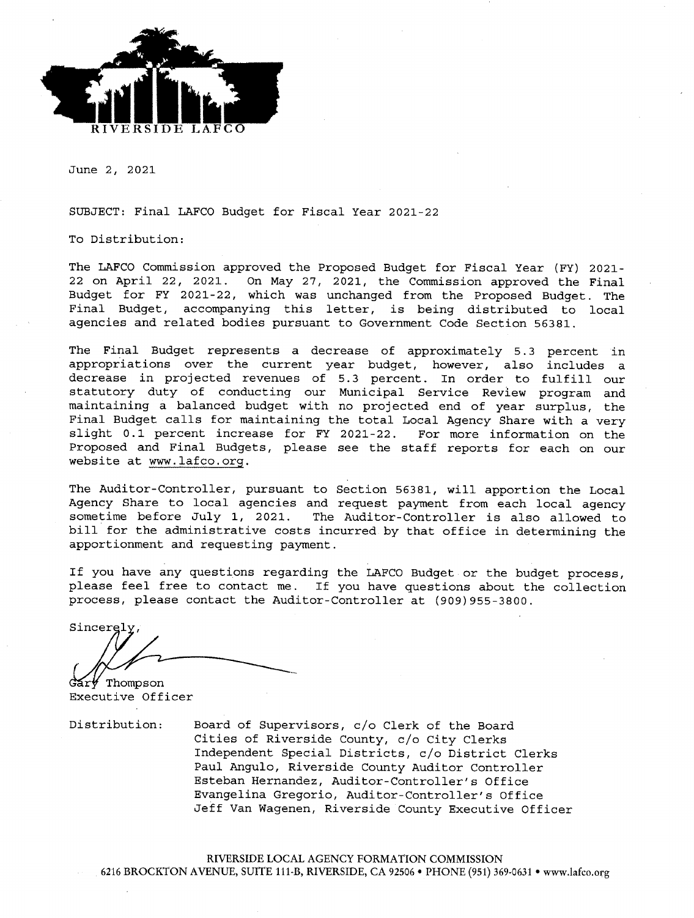RIVERSIDE LAFCO

June 2, 2021

SUBJECT: Final LAFCO Budget for Fiscal Year 2021-22

To Distribution:

The LAFCO Commission approved the Proposed Budget for Fiscal Year (FY) 2021-22 on April 22, 2021. On May 27, 2021, the Commission approved the Final Budget for FY 2021-22, which was unchanged from the Proposed Budget. The Final Budget, accompanying this letter, is being distributed to local agencies and related bodies pursuant to Government Code Section 56381.

The Final Budget represents a decrease of approximately 5.3 percent in appropriations over the current year budget, however, also includes a decrease in projected revenues of 5.3 percent. In order to fulfill our statutory duty of conducting our Municipal Service Review program and maintaining a balanced budget with no projected end of year surplus, the Final Budget calls for maintaining the total Local Agency Share with a very slight 0.1 percent increase for FY 2021-22. For more information on the Proposed and Final Budgets, please see the staff reports for each on our website at www.lafco.org.

The Auditor-Controller, pursuant to Section 56381, will apportion the Local Agency Share to local agencies and request payment from each local agency sometime before July 1, 2021. The Auditor-Controller is also allowed to bill for the administrative costs incurred by that office in determining the apportionment and requesting payment.

If you have any questions regarding the LAFCO Budget or the budget process, please feel free to contact me. If you have questions about the collection process, please contact the Auditor-Controller at (909)955-3800.

Sincerely,

Gary Thompson
Executive Officer

Distribution:
Board of Supervisors, c/o Clerk of the Board
Cities of Riverside County, c/o City Clerks
Independent Special Districts, c/o District Clerks
Paul Angulo, Riverside County Auditor Controller
Esteban Hernandez, Auditor-Controller's Office
Evangelina Gregorio, Auditor-Controller's Office
Jeff Van Wagenen, Riverside County Executive Officer

RIVERSIDE LOCAL AGENCY FORMATION COMMISSION
6216 BROCKTON AVENUE, SUITE 111-B, RIVERSIDE, CA 92506 • PHONE (951) 369-0631 • www.lafco.org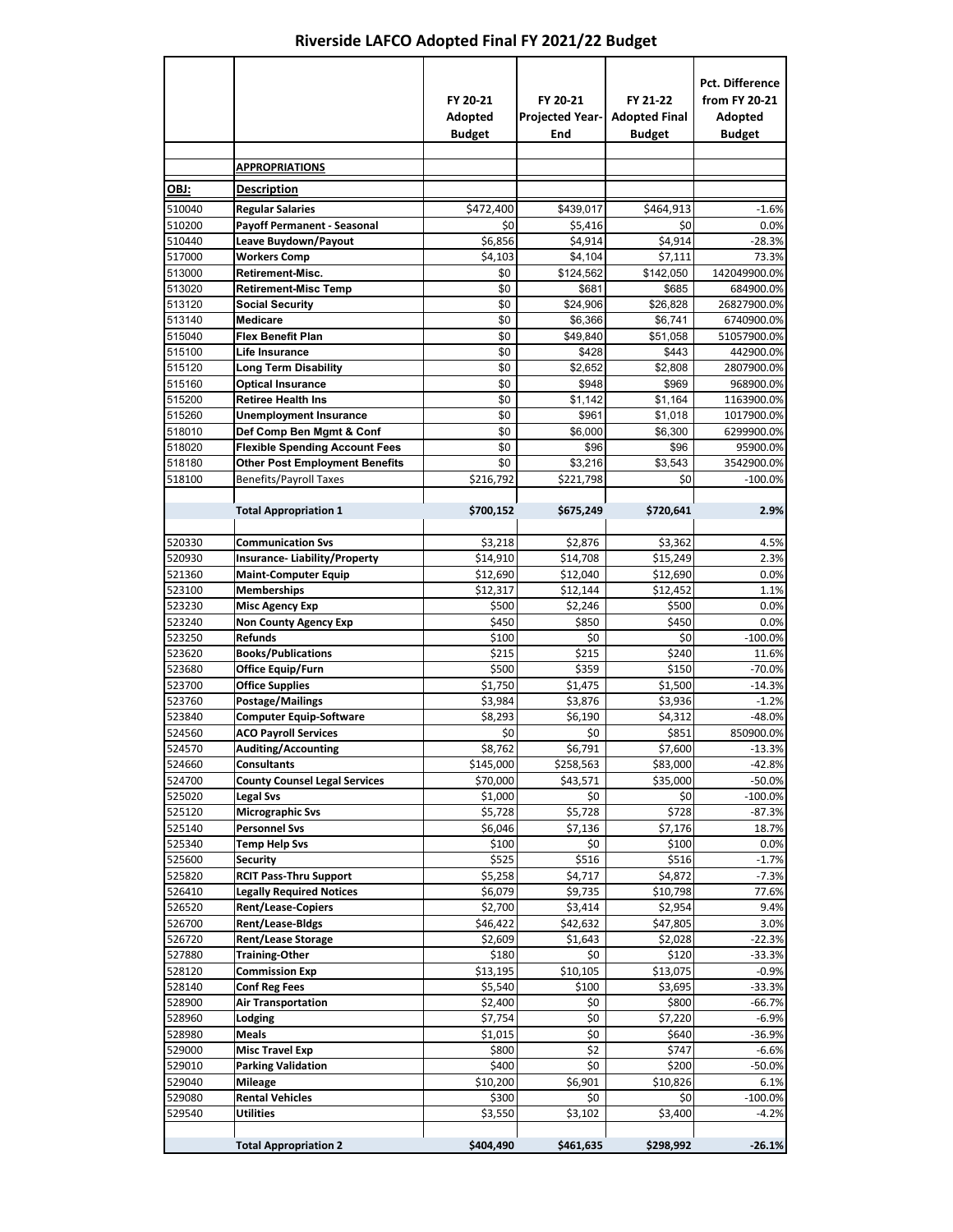# Riverside LAFCO Adopted Final FY 2021/22 Budget

| OBJ: | Description | FY 20-21 Adopted Budget | FY 20-21 Projected Year-End | FY 21-22 Adopted Final Budget | Pct. Difference from FY 20-21 Adopted Budget |
|---|---|---|---|---|---|
| | **APPROPRIATIONS** | | | | |
| 510040 | **Regular Salaries** | $472,400 | $439,017 | $464,913 | -1.6% |
| 510200 | **Payoff Permanent - Seasonal** | $0 | $5,416 | $0 | 0.0% |
| 510440 | **Leave Buydown/Payout** | $6,856 | $4,914 | $4,914 | -28.3% |
| 517000 | **Workers Comp** | $4,103 | $4,104 | $7,111 | 73.3% |
| 513000 | **Retirement-Misc.** | $0 | $124,562 | $142,050 | 142049900.0% |
| 513020 | **Retirement-Misc Temp** | $0 | $681 | $685 | 684900.0% |
| 513120 | **Social Security** | $0 | $24,906 | $26,828 | 26827900.0% |
| 513140 | **Medicare** | $0 | $6,366 | $6,741 | 6740900.0% |
| 515040 | **Flex Benefit Plan** | $0 | $49,840 | $51,058 | 51057900.0% |
| 515100 | **Life Insurance** | $0 | $428 | $443 | 442900.0% |
| 515120 | **Long Term Disability** | $0 | $2,652 | $2,808 | 2807900.0% |
| 515160 | **Optical Insurance** | $0 | $948 | $969 | 968900.0% |
| 515200 | **Retiree Health Ins** | $0 | $1,142 | $1,164 | 1163900.0% |
| 515260 | **Unemployment Insurance** | $0 | $961 | $1,018 | 1017900.0% |
| 518010 | **Def Comp Ben Mgmt & Conf** | $0 | $6,000 | $6,300 | 6299900.0% |
| 518020 | **Flexible Spending Account Fees** | $0 | $96 | $96 | 95900.0% |
| 518180 | **Other Post Employment Benefits** | $0 | $3,216 | $3,543 | 3542900.0% |
| 518100 | Benefits/Payroll Taxes | $216,792 | $221,798 | $0 | -100.0% |
| | **Total Appropriation 1** | **$700,152** | **$675,249** | **$720,641** | **2.9%** |
| 520330 | **Communication Svs** | $3,218 | $2,876 | $3,362 | 4.5% |
| 520930 | **Insurance- Liability/Property** | $14,910 | $14,708 | $15,249 | 2.3% |
| 521360 | **Maint-Computer Equip** | $12,690 | $12,040 | $12,690 | 0.0% |
| 523100 | **Memberships** | $12,317 | $12,144 | $12,452 | 1.1% |
| 523230 | **Misc Agency Exp** | $500 | $2,246 | $500 | 0.0% |
| 523240 | **Non County Agency Exp** | $450 | $850 | $450 | 0.0% |
| 523250 | **Refunds** | $100 | $0 | $0 | -100.0% |
| 523620 | **Books/Publications** | $215 | $215 | $240 | 11.6% |
| 523680 | **Office Equip/Furn** | $500 | $359 | $150 | -70.0% |
| 523700 | **Office Supplies** | $1,750 | $1,475 | $1,500 | -14.3% |
| 523760 | **Postage/Mailings** | $3,984 | $3,876 | $3,936 | -1.2% |
| 523840 | **Computer Equip-Software** | $8,293 | $6,190 | $4,312 | -48.0% |
| 524560 | **ACO Payroll Services** | $0 | $0 | $851 | 850900.0% |
| 524570 | **Auditing/Accounting** | $8,762 | $6,791 | $7,600 | -13.3% |
| 524660 | **Consultants** | $145,000 | $258,563 | $83,000 | -42.8% |
| 524700 | **County Counsel Legal Services** | $70,000 | $43,571 | $35,000 | -50.0% |
| 525020 | **Legal Svs** | $1,000 | $0 | $0 | -100.0% |
| 525120 | **Micrographic Svs** | $5,728 | $5,728 | $728 | -87.3% |
| 525140 | **Personnel Svs** | $6,046 | $7,136 | $7,176 | 18.7% |
| 525340 | **Temp Help Svs** | $100 | $0 | $100 | 0.0% |
| 525600 | **Security** | $525 | $516 | $516 | -1.7% |
| 525820 | **RCIT Pass-Thru Support** | $5,258 | $4,717 | $4,872 | -7.3% |
| 526410 | **Legally Required Notices** | $6,079 | $9,735 | $10,798 | 77.6% |
| 526520 | **Rent/Lease-Copiers** | $2,700 | $3,414 | $2,954 | 9.4% |
| 526700 | **Rent/Lease-Bldgs** | $46,422 | $42,632 | $47,805 | 3.0% |
| 526720 | **Rent/Lease Storage** | $2,609 | $1,643 | $2,028 | -22.3% |
| 527880 | **Training-Other** | $180 | $0 | $120 | -33.3% |
| 528120 | **Commission Exp** | $13,195 | $10,105 | $13,075 | -0.9% |
| 528140 | **Conf Reg Fees** | $5,540 | $100 | $3,695 | -33.3% |
| 528900 | **Air Transportation** | $2,400 | $0 | $800 | -66.7% |
| 528960 | **Lodging** | $7,754 | $0 | $7,220 | -6.9% |
| 528980 | **Meals** | $1,015 | $0 | $640 | -36.9% |
| 529000 | **Misc Travel Exp** | $800 | $2 | $747 | -6.6% |
| 529010 | **Parking Validation** | $400 | $0 | $200 | -50.0% |
| 529040 | **Mileage** | $10,200 | $6,901 | $10,826 | 6.1% |
| 529080 | **Rental Vehicles** | $300 | $0 | $0 | -100.0% |
| 529540 | **Utilities** | $3,550 | $3,102 | $3,400 | -4.2% |
| | **Total Appropriation 2** | **$404,490** | **$461,635** | **$298,992** | **-26.1%** |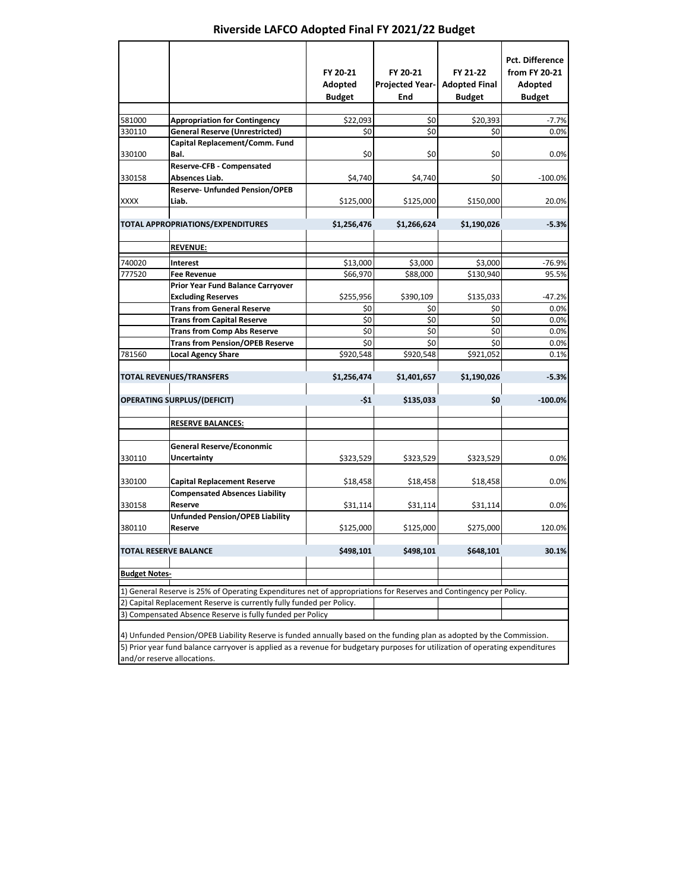# Riverside LAFCO Adopted Final FY 2021/22 Budget

| | | FY 20-21 Adopted Budget | FY 20-21 Projected Year-End | FY 21-22 Adopted Final Budget | Pct. Difference from FY 20-21 Adopted Budget |
|---|---|---|---|---|---|
| 581000 | **Appropriation for Contingency** | $22,093 | $0 | $20,393 | -7.7% |
| 330110 | **General Reserve (Unrestricted)** | $0 | $0 | $0 | 0.0% |
| 330100 | **Capital Replacement/Comm. Fund Bal.** | $0 | $0 | $0 | 0.0% |
| 330158 | **Reserve-CFB - Compensated Absences Liab.** | $4,740 | $4,740 | $0 | -100.0% |
| XXXX | **Reserve- Unfunded Pension/OPEB Liab.** | $125,000 | $125,000 | $150,000 | 20.0% |
| **TOTAL APPROPRIATIONS/EXPENDITURES** | | **$1,256,476** | **$1,266,624** | **$1,190,026** | **-5.3%** |
| | **REVENUE:** | | | | |
| 740020 | **Interest** | $13,000 | $3,000 | $3,000 | -76.9% |
| 777520 | **Fee Revenue** | $66,970 | $88,000 | $130,940 | 95.5% |
| | **Prior Year Fund Balance Carryover Excluding Reserves** | $255,956 | $390,109 | $135,033 | -47.2% |
| | **Trans from General Reserve** | $0 | $0 | $0 | 0.0% |
| | **Trans from Capital Reserve** | $0 | $0 | $0 | 0.0% |
| | **Trans from Comp Abs Reserve** | $0 | $0 | $0 | 0.0% |
| | **Trans from Pension/OPEB Reserve** | $0 | $0 | $0 | 0.0% |
| 781560 | **Local Agency Share** | $920,548 | $920,548 | $921,052 | 0.1% |
| **TOTAL REVENUES/TRANSFERS** | | **$1,256,474** | **$1,401,657** | **$1,190,026** | **-5.3%** |
| **OPERATING SURPLUS/(DEFICIT)** | | **-$1** | **$135,033** | **$0** | **-100.0%** |
| | **RESERVE BALANCES:** | | | | |
| 330110 | **General Reserve/Econonmic Uncertainty** | $323,529 | $323,529 | $323,529 | 0.0% |
| 330100 | **Capital Replacement Reserve** | $18,458 | $18,458 | $18,458 | 0.0% |
| 330158 | **Compensated Absences Liability Reserve** | $31,114 | $31,114 | $31,114 | 0.0% |
| 380110 | **Unfunded Pension/OPEB Liability Reserve** | $125,000 | $125,000 | $275,000 | 120.0% |
| **TOTAL RESERVE BALANCE** | | **$498,101** | **$498,101** | **$648,101** | **30.1%** |

**Budget Notes-**

1) General Reserve is 25% of Operating Expenditures net of appropriations for Reserves and Contingency per Policy.

2) Capital Replacement Reserve is currently fully funded per Policy.

3) Compensated Absence Reserve is fully funded per Policy

4) Unfunded Pension/OPEB Liability Reserve is funded annually based on the funding plan as adopted by the Commission.

5) Prior year fund balance carryover is applied as a revenue for budgetary purposes for utilization of operating expenditures and/or reserve allocations.